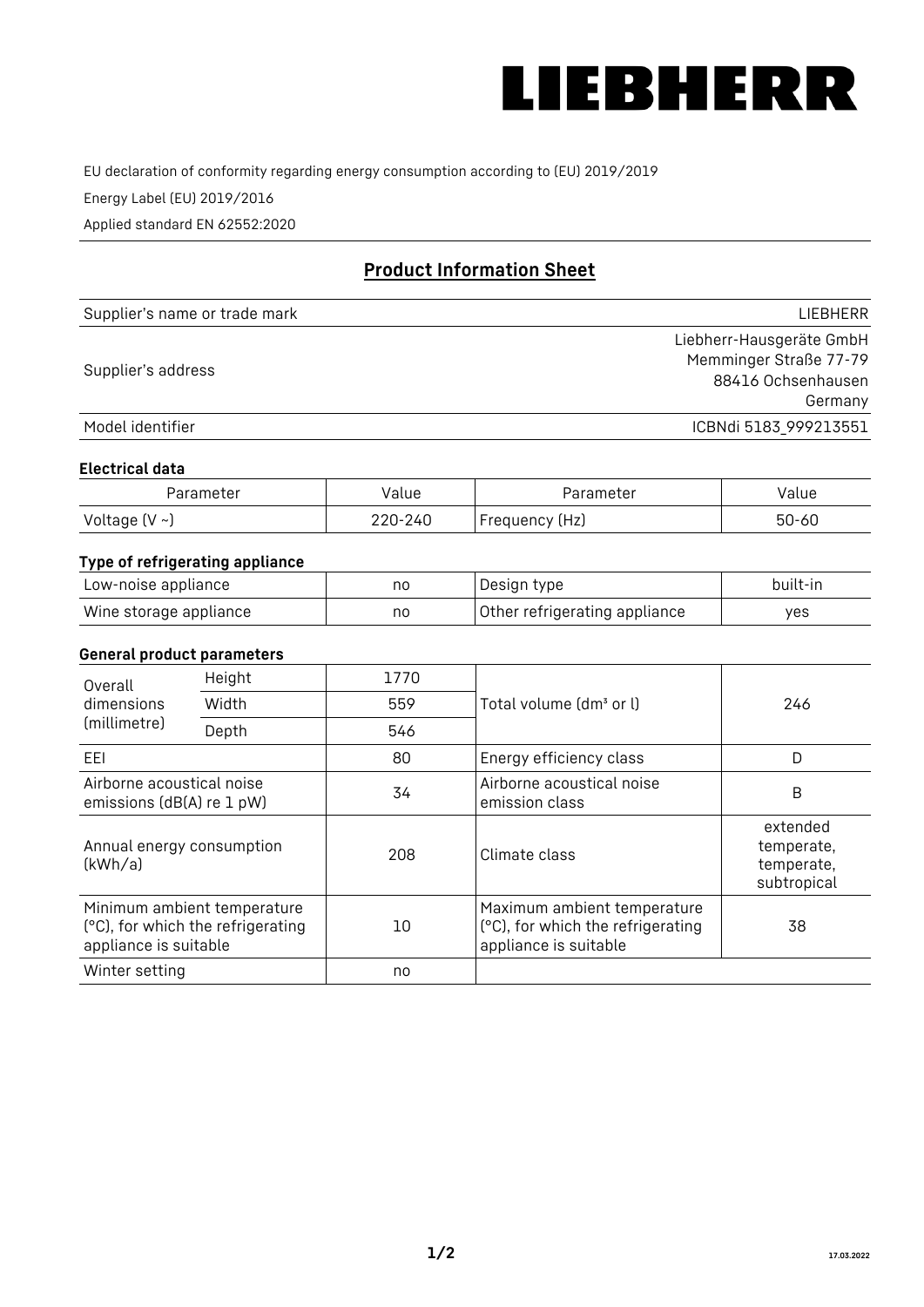# LIEBHERR

EU declaration of conformity regarding energy consumption according to (EU) 2019/2019

Energy Label (EU) 2019/2016

Applied standard EN 62552:2020

## Product Information Sheet

| | |
|---|---|
| Supplier's name or trade mark | LIEBHERR |
| Supplier's address | Liebherr-Hausgeräte GmbH<br>Memminger Straße 77-79<br>88416 Ochsenhausen<br>Germany |
| Model identifier | ICBNdi 5183_999213551 |

### Electrical data

| Parameter | Value | Parameter | Value |
|---|---|---|---|
| Voltage (V ~) | 220-240 | Frequency (Hz) | 50-60 |

### Type of refrigerating appliance

| | | | |
|---|---|---|---|
| Low-noise appliance | no | Design type | built-in |
| Wine storage appliance | no | Other refrigerating appliance | yes |

### General product parameters

| | | | | |
|---|---|---|---|---|
| Overall dimensions (millimetre) | Height | 1770 | Total volume (dm³ or l) | 246 |
| | Width | 559 | | |
| | Depth | 546 | | |
| EEI | | 80 | Energy efficiency class | D |
| Airborne acoustical noise emissions (dB(A) re 1 pW) | | 34 | Airborne acoustical noise emission class | B |
| Annual energy consumption (kWh/a) | | 208 | Climate class | extended temperate, temperate, subtropical |
| Minimum ambient temperature (°C), for which the refrigerating appliance is suitable | | 10 | Maximum ambient temperature (°C), for which the refrigerating appliance is suitable | 38 |
| Winter setting | | no | | |

17.03.2022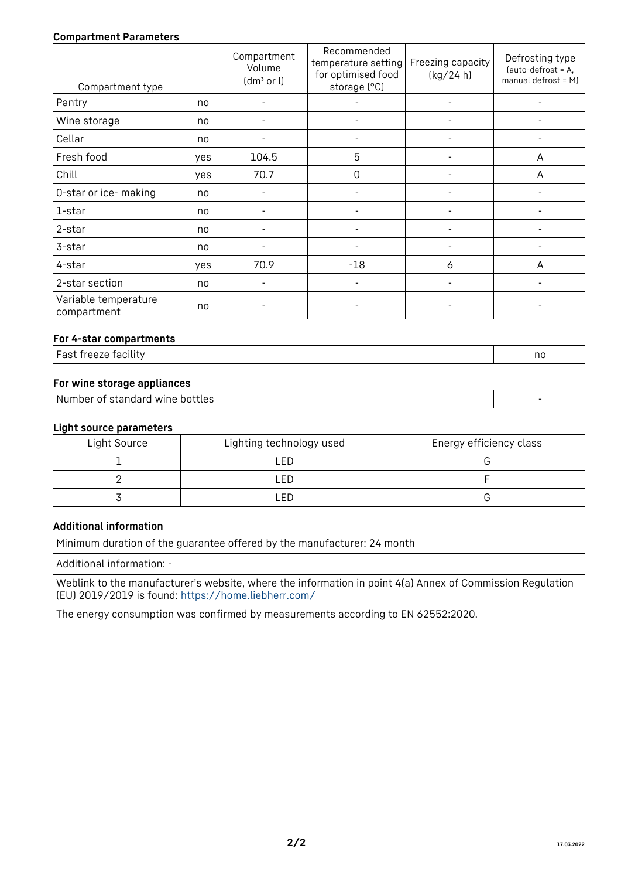**Compartment Parameters**

| Compartment type | | Compartment Volume (dm³ or l) | Recommended temperature setting for optimised food storage (°C) | Freezing capacity (kg/24 h) | Defrosting type (auto-defrost = A, manual defrost = M) |
|---|---|---|---|---|---|
| Pantry | no | - | - | - | - |
| Wine storage | no | - | - | - | - |
| Cellar | no | - | - | - | - |
| Fresh food | yes | 104.5 | 5 | - | A |
| Chill | yes | 70.7 | 0 | - | A |
| 0-star or ice- making | no | - | - | - | - |
| 1-star | no | - | - | - | - |
| 2-star | no | - | - | - | - |
| 3-star | no | - | - | - | - |
| 4-star | yes | 70.9 | -18 | 6 | A |
| 2-star section | no | - | - | - | - |
| Variable temperature compartment | no | - | - | - | - |

**For 4-star compartments**

| | |
|---|---|
| Fast freeze facility | no |

**For wine storage appliances**

| | |
|---|---|
| Number of standard wine bottles | - |

**Light source parameters**

| Light Source | Lighting technology used | Energy efficiency class |
|---|---|---|
| 1 | LED | G |
| 2 | LED | F |
| 3 | LED | G |

**Additional information**

Minimum duration of the guarantee offered by the manufacturer: 24 month

Additional information: -

Weblink to the manufacturer's website, where the information in point 4(a) Annex of Commission Regulation (EU) 2019/2019 is found: https://home.liebherr.com/

The energy consumption was confirmed by measurements according to EN 62552:2020.

17.03.2022